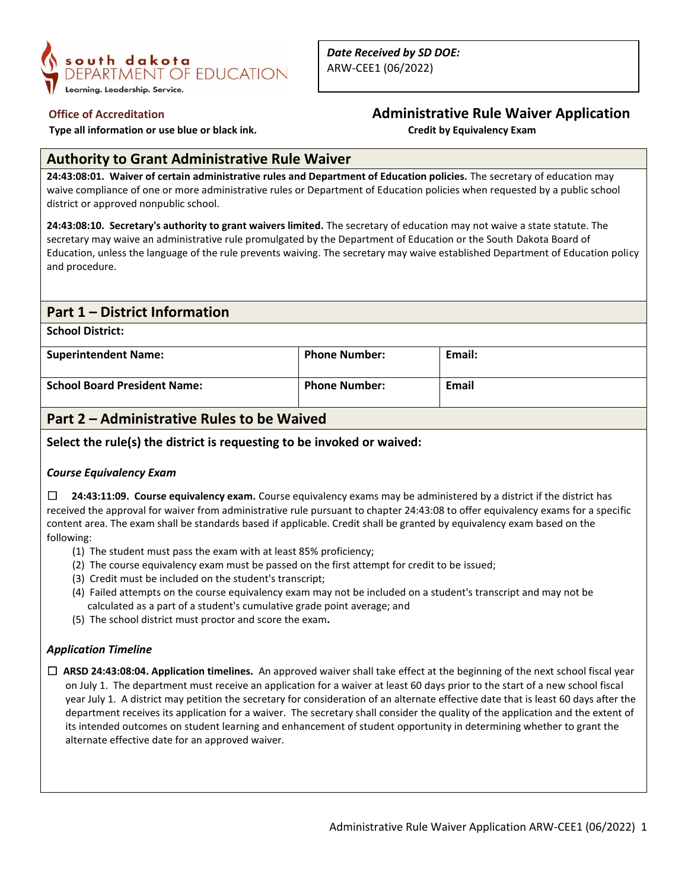south dakota DEPARTMENT OF EDUCATION
Learning. Leadership. Service.

***Date Received by SD DOE:***
ARW-CEE1 (06/2022)

**Office of Accreditation**

**Type all information or use blue or black ink.**

# Administrative Rule Waiver Application

**Credit by Equivalency Exam**

## Authority to Grant Administrative Rule Waiver

**24:43:08:01. Waiver of certain administrative rules and Department of Education policies.** The secretary of education may waive compliance of one or more administrative rules or Department of Education policies when requested by a public school district or approved nonpublic school.

**24:43:08:10. Secretary's authority to grant waivers limited.** The secretary of education may not waive a state statute. The secretary may waive an administrative rule promulgated by the Department of Education or the South Dakota Board of Education, unless the language of the rule prevents waiving. The secretary may waive established Department of Education policy and procedure.

## Part 1 – District Information

| **School District:** | | |
|---|---|---|
| **Superintendent Name:** | **Phone Number:** | **Email:** |
| **School Board President Name:** | **Phone Number:** | **Email** |

## Part 2 – Administrative Rules to be Waived

### Select the rule(s) the district is requesting to be invoked or waived:

***Course Equivalency Exam***

☐ **24:43:11:09. Course equivalency exam.** Course equivalency exams may be administered by a district if the district has received the approval for waiver from administrative rule pursuant to chapter 24:43:08 to offer equivalency exams for a specific content area. The exam shall be standards based if applicable. Credit shall be granted by equivalency exam based on the following:

(1) The student must pass the exam with at least 85% proficiency;
(2) The course equivalency exam must be passed on the first attempt for credit to be issued;
(3) Credit must be included on the student's transcript;
(4) Failed attempts on the course equivalency exam may not be included on a student's transcript and may not be calculated as a part of a student's cumulative grade point average; and
(5) The school district must proctor and score the exam.

***Application Timeline***

☐ **ARSD 24:43:08:04. Application timelines.** An approved waiver shall take effect at the beginning of the next school fiscal year on July 1. The department must receive an application for a waiver at least 60 days prior to the start of a new school fiscal year July 1. A district may petition the secretary for consideration of an alternate effective date that is least 60 days after the department receives its application for a waiver. The secretary shall consider the quality of the application and the extent of its intended outcomes on student learning and enhancement of student opportunity in determining whether to grant the alternate effective date for an approved waiver.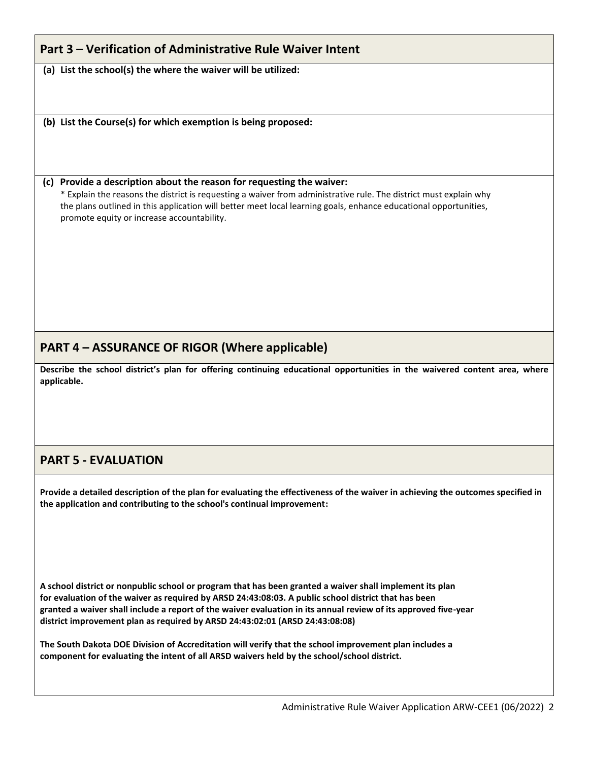## Part 3 – Verification of Administrative Rule Waiver Intent

**(a) List the school(s) the where the waiver will be utilized:**

**(b) List the Course(s) for which exemption is being proposed:**

**(c) Provide a description about the reason for requesting the waiver:**

* Explain the reasons the district is requesting a waiver from administrative rule. The district must explain why the plans outlined in this application will better meet local learning goals, enhance educational opportunities, promote equity or increase accountability.

## PART 4 – ASSURANCE OF RIGOR (Where applicable)

**Describe the school district's plan for offering continuing educational opportunities in the waivered content area, where applicable.**

## PART 5 - EVALUATION

**Provide a detailed description of the plan for evaluating the effectiveness of the waiver in achieving the outcomes specified in the application and contributing to the school's continual improvement:**

**A school district or nonpublic school or program that has been granted a waiver shall implement its plan for evaluation of the waiver as required by ARSD 24:43:08:03. A public school district that has been granted a waiver shall include a report of the waiver evaluation in its annual review of its approved five-year district improvement plan as required by ARSD 24:43:02:01 (ARSD 24:43:08:08)**

**The South Dakota DOE Division of Accreditation will verify that the school improvement plan includes a component for evaluating the intent of all ARSD waivers held by the school/school district.**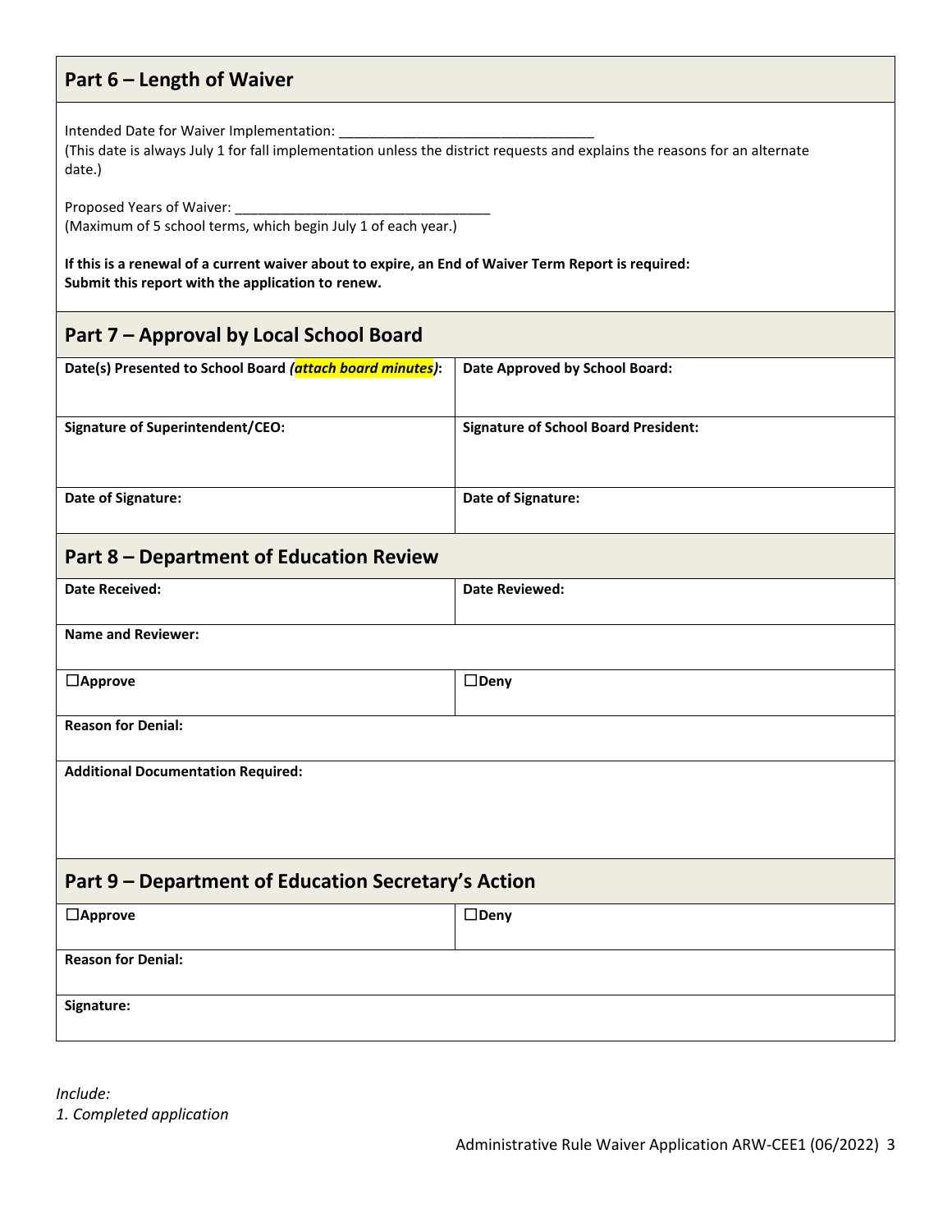## Part 6 – Length of Waiver

Intended Date for Waiver Implementation: ________________________________
(This date is always July 1 for fall implementation unless the district requests and explains the reasons for an alternate date.)

Proposed Years of Waiver: ________________________________
(Maximum of 5 school terms, which begin July 1 of each year.)

**If this is a renewal of a current waiver about to expire, an End of Waiver Term Report is required: Submit this report with the application to renew.**

## Part 7 – Approval by Local School Board

| **Date(s) Presented to School Board *(attach board minutes)*:** | **Date Approved by School Board:** |
|---|---|
| **Signature of Superintendent/CEO:** | **Signature of School Board President:** |
| **Date of Signature:** | **Date of Signature:** |

## Part 8 – Department of Education Review

| **Date Received:** | **Date Reviewed:** |
|---|---|
| **Name and Reviewer:** | |
| ☐**Approve** | ☐**Deny** |
| **Reason for Denial:** | |
| **Additional Documentation Required:** | |

## Part 9 – Department of Education Secretary's Action

| ☐**Approve** | ☐**Deny** |
|---|---|
| **Reason for Denial:** | |
| **Signature:** | |

*Include:*
*1. Completed application*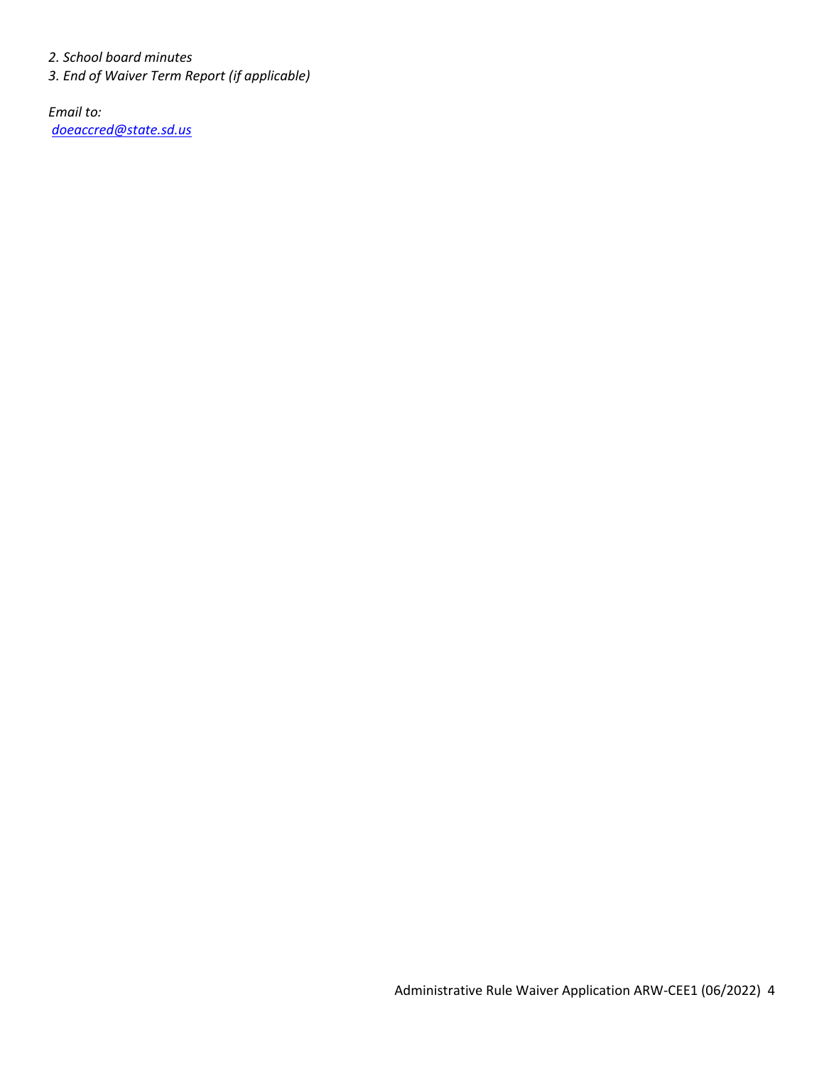*2. School board minutes*
*3. End of Waiver Term Report (if applicable)*

*Email to:*
*[doeaccred@state.sd.us](mailto:doeaccred@state.sd.us)*